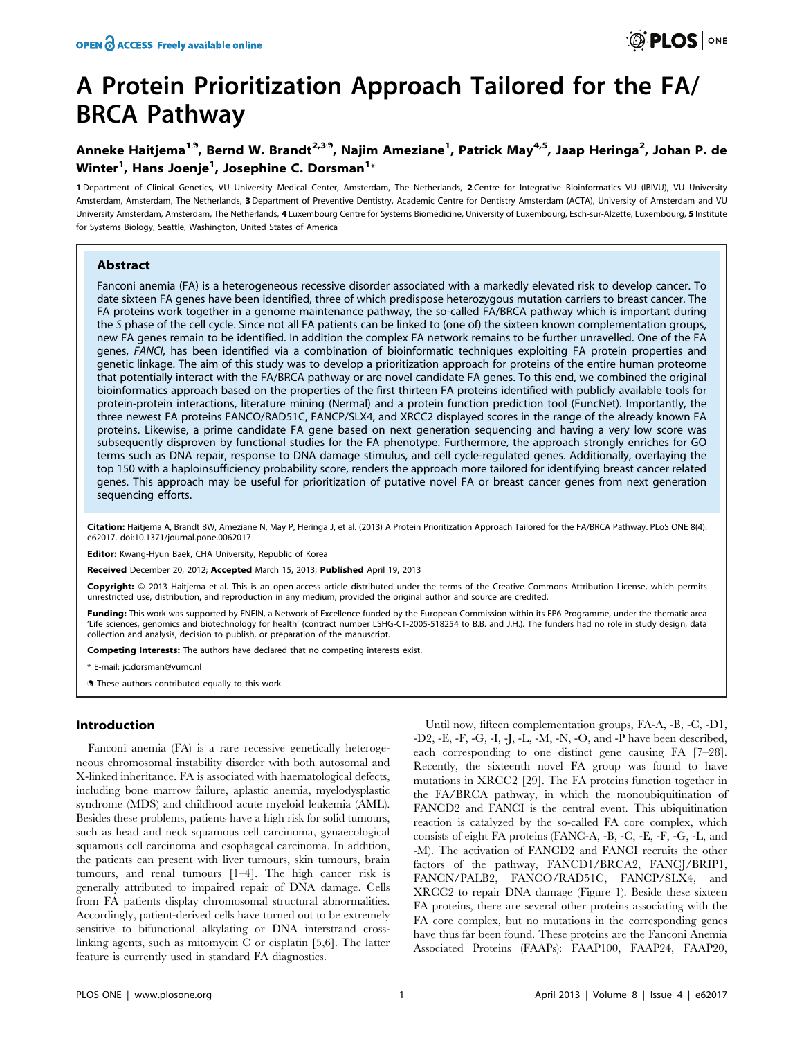# A Protein Prioritization Approach Tailored for the FA/BRCA Pathway

**Anneke Haitjema[1]☯, Bernd W. Brandt[2,3]☯, Najim Ameziane[1], Patrick May[4,5], Jaap Heringa[2], Johan P. de Winter[1], Hans Joenje[1], Josephine C. Dorsman[1]***

1 Department of Clinical Genetics, VU University Medical Center, Amsterdam, The Netherlands, 2 Centre for Integrative Bioinformatics VU (IBIVU), VU University Amsterdam, Amsterdam, The Netherlands, 3 Department of Preventive Dentistry, Academic Centre for Dentistry Amsterdam (ACTA), University of Amsterdam and VU University Amsterdam, Amsterdam, The Netherlands, 4 Luxembourg Centre for Systems Biomedicine, University of Luxembourg, Esch-sur-Alzette, Luxembourg, 5 Institute for Systems Biology, Seattle, Washington, United States of America

## Abstract

Fanconi anemia (FA) is a heterogeneous recessive disorder associated with a markedly elevated risk to develop cancer. To date sixteen FA genes have been identified, three of which predispose heterozygous mutation carriers to breast cancer. The FA proteins work together in a genome maintenance pathway, the so-called FA/BRCA pathway which is important during the *S* phase of the cell cycle. Since not all FA patients can be linked to (one of) the sixteen known complementation groups, new FA genes remain to be identified. In addition the complex FA network remains to be further unravelled. One of the FA genes, *FANCI*, has been identified via a combination of bioinformatic techniques exploiting FA protein properties and genetic linkage. The aim of this study was to develop a prioritization approach for proteins of the entire human proteome that potentially interact with the FA/BRCA pathway or are novel candidate FA genes. To this end, we combined the original bioinformatics approach based on the properties of the first thirteen FA proteins identified with publicly available tools for protein-protein interactions, literature mining (Nermal) and a protein function prediction tool (FuncNet). Importantly, the three newest FA proteins FANCO/RAD51C, FANCP/SLX4, and XRCC2 displayed scores in the range of the already known FA proteins. Likewise, a prime candidate FA gene based on next generation sequencing and having a very low score was subsequently disproven by functional studies for the FA phenotype. Furthermore, the approach strongly enriches for GO terms such as DNA repair, response to DNA damage stimulus, and cell cycle-regulated genes. Additionally, overlaying the top 150 with a haploinsufficiency probability score, renders the approach more tailored for identifying breast cancer related genes. This approach may be useful for prioritization of putative novel FA or breast cancer genes from next generation sequencing efforts.

**Citation:** Haitjema A, Brandt BW, Ameziane N, May P, Heringa J, et al. (2013) A Protein Prioritization Approach Tailored for the FA/BRCA Pathway. PLoS ONE 8(4): e62017. doi:10.1371/journal.pone.0062017

**Editor:** Kwang-Hyun Baek, CHA University, Republic of Korea

**Received** December 20, 2012; **Accepted** March 15, 2013; **Published** April 19, 2013

**Copyright:** © 2013 Haitjema et al. This is an open-access article distributed under the terms of the Creative Commons Attribution License, which permits unrestricted use, distribution, and reproduction in any medium, provided the original author and source are credited.

**Funding:** This work was supported by ENFIN, a Network of Excellence funded by the European Commission within its FP6 Programme, under the thematic area 'Life sciences, genomics and biotechnology for health' (contract number LSHG-CT-2005-518254 to B.B. and J.H.). The funders had no role in study design, data collection and analysis, decision to publish, or preparation of the manuscript.

**Competing Interests:** The authors have declared that no competing interests exist.

\* E-mail: jc.dorsman@vumc.nl

☯ These authors contributed equally to this work.

## Introduction

Fanconi anemia (FA) is a rare recessive genetically heterogeneous chromosomal instability disorder with both autosomal and X-linked inheritance. FA is associated with haematological defects, including bone marrow failure, aplastic anemia, myelodysplastic syndrome (MDS) and childhood acute myeloid leukemia (AML). Besides these problems, patients have a high risk for solid tumours, such as head and neck squamous cell carcinoma, gynaecological squamous cell carcinoma and esophageal carcinoma. In addition, the patients can present with liver tumours, skin tumours, brain tumours, and renal tumours [1–4]. The high cancer risk is generally attributed to impaired repair of DNA damage. Cells from FA patients display chromosomal structural abnormalities. Accordingly, patient-derived cells have turned out to be extremely sensitive to bifunctional alkylating or DNA interstrand cross-linking agents, such as mitomycin C or cisplatin [5,6]. The latter feature is currently used in standard FA diagnostics.

Until now, fifteen complementation groups, FA-A, -B, -C, -D1, -D2, -E, -F, -G, -I, -J, -L, -M, -N, -O, and -P have been described, each corresponding to one distinct gene causing FA [7–28]. Recently, the sixteenth novel FA group was found to have mutations in XRCC2 [29]. The FA proteins function together in the FA/BRCA pathway, in which the monoubiquitination of FANCD2 and FANCI is the central event. This ubiquitination reaction is catalyzed by the so-called FA core complex, which consists of eight FA proteins (FANC-A, -B, -C, -E, -F, -G, -L, and -M). The activation of FANCD2 and FANCI recruits the other factors of the pathway, FANCD1/BRCA2, FANCJ/BRIP1, FANCN/PALB2, FANCO/RAD51C, FANCP/SLX4, and XRCC2 to repair DNA damage (Figure 1). Beside these sixteen FA proteins, there are several other proteins associating with the FA core complex, but no mutations in the corresponding genes have thus far been found. These proteins are the Fanconi Anemia Associated Proteins (FAAPs): FAAP100, FAAP24, FAAP20,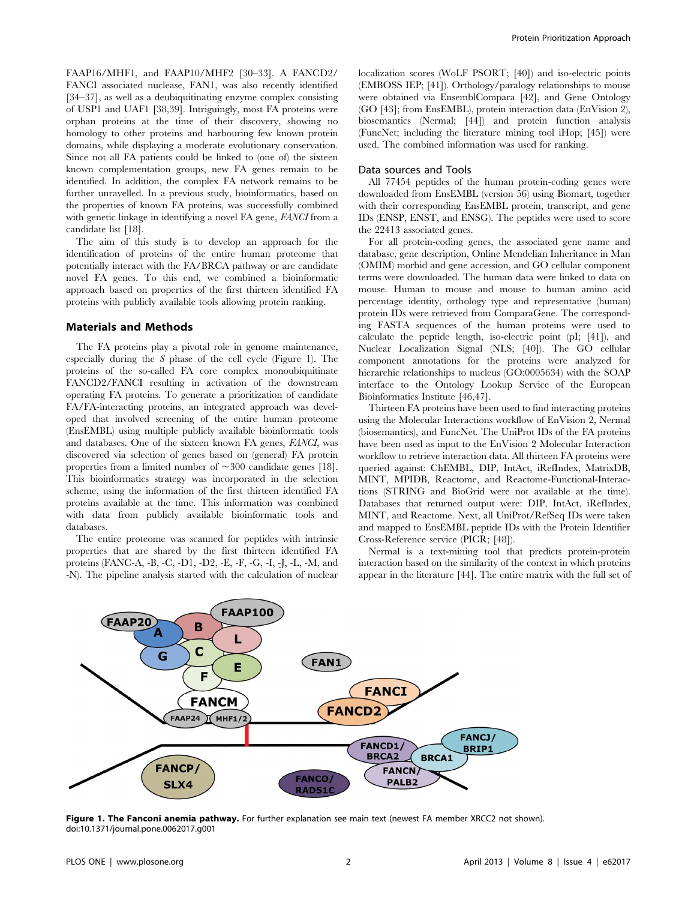FAAP16/MHF1, and FAAP10/MHF2 [30–33]. A FANCD2/FANCI associated nuclease, FAN1, was also recently identified [34–37], as well as a deubiquitinating enzyme complex consisting of USP1 and UAF1 [38,39]. Intriguingly, most FA proteins were orphan proteins at the time of their discovery, showing no homology to other proteins and harbouring few known protein domains, while displaying a moderate evolutionary conservation. Since not all FA patients could be linked to (one of) the sixteen known complementation groups, new FA genes remain to be identified. In addition, the complex FA network remains to be further unravelled. In a previous study, bioinformatics, based on the properties of known FA proteins, was successfully combined with genetic linkage in identifying a novel FA gene, *FANCI* from a candidate list [18].

The aim of this study is to develop an approach for the identification of proteins of the entire human proteome that potentially interact with the FA/BRCA pathway or are candidate novel FA genes. To this end, we combined a bioinformatic approach based on properties of the first thirteen identified FA proteins with publicly available tools allowing protein ranking.

## Materials and Methods

The FA proteins play a pivotal role in genome maintenance, especially during the *S* phase of the cell cycle (Figure 1). The proteins of the so-called FA core complex monoubiquitinate FANCD2/FANCI resulting in activation of the downstream operating FA proteins. To generate a prioritization of candidate FA/FA-interacting proteins, an integrated approach was developed that involved screening of the entire human proteome (EnsEMBL) using multiple publicly available bioinformatic tools and databases. One of the sixteen known FA genes, *FANCI*, was discovered via selection of genes based on (general) FA protein properties from a limited number of ~300 candidate genes [18]. This bioinformatics strategy was incorporated in the selection scheme, using the information of the first thirteen identified FA proteins available at the time. This information was combined with data from publicly available bioinformatic tools and databases.

The entire proteome was scanned for peptides with intrinsic properties that are shared by the first thirteen identified FA proteins (FANC-A, -B, -C, -D1, -D2, -E, -F, -G, -I, -J, -L, -M, and -N). The pipeline analysis started with the calculation of nuclear localization scores (WoLF PSORT; [40]) and iso-electric points (EMBOSS IEP; [41]). Orthology/paralogy relationships to mouse were obtained via EnsemblCompara [42], and Gene Ontology (GO [43]; from EnsEMBL), protein interaction data (EnVision 2), biosemantics (Nermal; [44]) and protein function analysis (FuncNet; including the literature mining tool iHop; [45]) were used. The combined information was used for ranking.

### Data sources and Tools

All 77454 peptides of the human protein-coding genes were downloaded from EnsEMBL (version 56) using Biomart, together with their corresponding EnsEMBL protein, transcript, and gene IDs (ENSP, ENST, and ENSG). The peptides were used to score the 22413 associated genes.

For all protein-coding genes, the associated gene name and database, gene description, Online Mendelian Inheritance in Man (OMIM) morbid and gene accession, and GO cellular component terms were downloaded. The human data were linked to data on mouse. Human to mouse and mouse to human amino acid percentage identity, orthology type and representative (human) protein IDs were retrieved from ComparaGene. The corresponding FASTA sequences of the human proteins were used to calculate the peptide length, iso-electric point (pI; [41]), and Nuclear Localization Signal (NLS; [40]). The GO cellular component annotations for the proteins were analyzed for hierarchic relationships to nucleus (GO:0005634) with the SOAP interface to the Ontology Lookup Service of the European Bioinformatics Institute [46,47].

Thirteen FA proteins have been used to find interacting proteins using the Molecular Interactions workflow of EnVision 2, Nermal (biosemantics), and FuncNet. The UniProt IDs of the FA proteins have been used as input to the EnVision 2 Molecular Interaction workflow to retrieve interaction data. All thirteen FA proteins were queried against: ChEMBL, DIP, IntAct, iRefIndex, MatrixDB, MINT, MPIDB, Reactome, and Reactome-Functional-Interactions (STRING and BioGrid were not available at the time). Databases that returned output were: DIP, IntAct, iRefIndex, MINT, and Reactome. Next, all UniProt/RefSeq IDs were taken and mapped to EnsEMBL peptide IDs with the Protein Identifier Cross-Reference service (PICR; [48]).

Nermal is a text-mining tool that predicts protein-protein interaction based on the similarity of the context in which proteins appear in the literature [44]. The entire matrix with the full set of

**Figure 1. The Fanconi anemia pathway.** For further explanation see main text (newest FA member XRCC2 not shown).
doi:10.1371/journal.pone.0062017.g001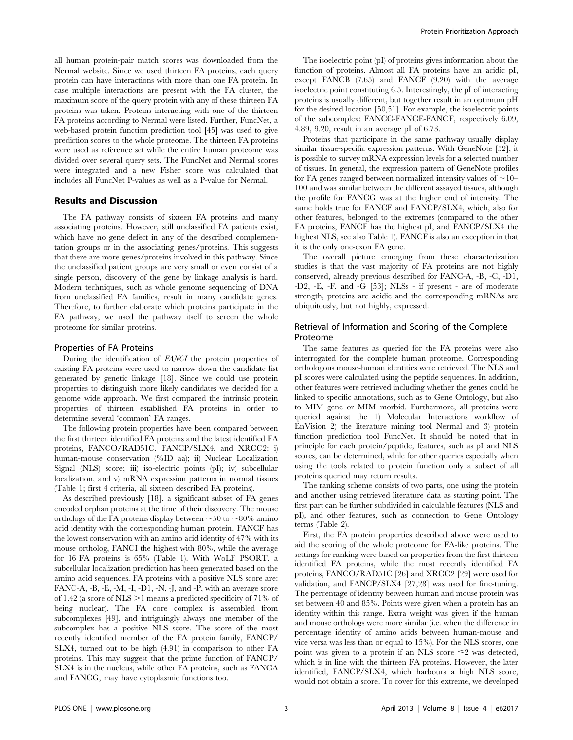all human protein-pair match scores was downloaded from the Nermal website. Since we used thirteen FA proteins, each query protein can have interactions with more than one FA protein. In case multiple interactions are present with the FA cluster, the maximum score of the query protein with any of these thirteen FA proteins was taken. Proteins interacting with one of the thirteen FA proteins according to Nermal were listed. Further, FuncNet, a web-based protein function prediction tool [45] was used to give prediction scores to the whole proteome. The thirteen FA proteins were used as reference set while the entire human proteome was divided over several query sets. The FuncNet and Nermal scores were integrated and a new Fisher score was calculated that includes all FuncNet P-values as well as a P-value for Nermal.

## Results and Discussion

The FA pathway consists of sixteen FA proteins and many associating proteins. However, still unclassified FA patients exist, which have no gene defect in any of the described complementation groups or in the associating genes/proteins. This suggests that there are more genes/proteins involved in this pathway. Since the unclassified patient groups are very small or even consist of a single person, discovery of the gene by linkage analysis is hard. Modern techniques, such as whole genome sequencing of DNA from unclassified FA families, result in many candidate genes. Therefore, to further elaborate which proteins participate in the FA pathway, we used the pathway itself to screen the whole proteome for similar proteins.

### Properties of FA Proteins

During the identification of *FANCI* the protein properties of existing FA proteins were used to narrow down the candidate list generated by genetic linkage [18]. Since we could use protein properties to distinguish more likely candidates we decided for a genome wide approach. We first compared the intrinsic protein properties of thirteen established FA proteins in order to determine several 'common' FA ranges.

The following protein properties have been compared between the first thirteen identified FA proteins and the latest identified FA proteins, FANCO/RAD51C, FANCP/SLX4, and XRCC2: i) human-mouse conservation (%ID aa); ii) Nuclear Localization Signal (NLS) score; iii) iso-electric points (pI); iv) subcellular localization, and v) mRNA expression patterns in normal tissues (Table 1; first 4 criteria, all sixteen described FA proteins).

As described previously [18], a significant subset of FA genes encoded orphan proteins at the time of their discovery. The mouse orthologs of the FA proteins display between ~50 to ~80% amino acid identity with the corresponding human protein. FANCF has the lowest conservation with an amino acid identity of 47% with its mouse ortholog, FANCI the highest with 80%, while the average for 16 FA proteins is 65% (Table 1). With WoLF PSORT, a subcellular localization prediction has been generated based on the amino acid sequences. FA proteins with a positive NLS score are: FANC-A, -B, -E, -M, -I, -D1, -N, -J, and -P, with an average score of 1.42 (a score of NLS >1 means a predicted specificity of 71% of being nuclear). The FA core complex is assembled from subcomplexes [49], and intriguingly always one member of the subcomplex has a positive NLS score. The score of the most recently identified member of the FA protein family, FANCP/SLX4, turned out to be high (4.91) in comparison to other FA proteins. This may suggest that the prime function of FANCP/SLX4 is in the nucleus, while other FA proteins, such as FANCA and FANCG, may have cytoplasmic functions too.

The isoelectric point (pI) of proteins gives information about the function of proteins. Almost all FA proteins have an acidic pI, except FANCB (7.65) and FANCF (9.20) with the average isoelectric point constituting 6.5. Interestingly, the pI of interacting proteins is usually different, but together result in an optimum pH for the desired location [50,51]. For example, the isoelectric points of the subcomplex: FANCC-FANCE-FANCF, respectively 6.09, 4.89, 9.20, result in an average pI of 6.73.

Proteins that participate in the same pathway usually display similar tissue-specific expression patterns. With GeneNote [52], it is possible to survey mRNA expression levels for a selected number of tissues. In general, the expression pattern of GeneNote profiles for FA genes ranged between normalized intensity values of ~10–100 and was similar between the different assayed tissues, although the profile for FANCG was at the higher end of intensity. The same holds true for FANCF and FANCP/SLX4, which, also for other features, belonged to the extremes (compared to the other FA proteins, FANCF has the highest pI, and FANCP/SLX4 the highest NLS, see also Table 1). FANCF is also an exception in that it is the only one-exon FA gene.

The overall picture emerging from these characterization studies is that the vast majority of FA proteins are not highly conserved, already previous described for FANC-A, -B, -C, -D1, -D2, -E, -F, and -G [53]; NLSs - if present - are of moderate strength, proteins are acidic and the corresponding mRNAs are ubiquitously, but not highly, expressed.

### Retrieval of Information and Scoring of the Complete Proteome

The same features as queried for the FA proteins were also interrogated for the complete human proteome. Corresponding orthologous mouse-human identities were retrieved. The NLS and pI scores were calculated using the peptide sequences. In addition, other features were retrieved including whether the genes could be linked to specific annotations, such as to Gene Ontology, but also to MIM gene or MIM morbid. Furthermore, all proteins were queried against the 1) Molecular Interactions workflow of EnVision 2) the literature mining tool Nermal and 3) protein function prediction tool FuncNet. It should be noted that in principle for each protein/peptide, features, such as pI and NLS scores, can be determined, while for other queries especially when using the tools related to protein function only a subset of all proteins queried may return results.

The ranking scheme consists of two parts, one using the protein and another using retrieved literature data as starting point. The first part can be further subdivided in calculable features (NLS and pI), and other features, such as connection to Gene Ontology terms (Table 2).

First, the FA protein properties described above were used to aid the scoring of the whole proteome for FA-like proteins. The settings for ranking were based on properties from the first thirteen identified FA proteins, while the most recently identified FA proteins, FANCO/RAD51C [26] and XRCC2 [29] were used for validation, and FANCP/SLX4 [27,28] was used for fine-tuning. The percentage of identity between human and mouse protein was set between 40 and 85%. Points were given when a protein has an identity within this range. Extra weight was given if the human and mouse orthologs were more similar (i.e. when the difference in percentage identity of amino acids between human-mouse and vice versa was less than or equal to 15%). For the NLS scores, one point was given to a protein if an NLS score ≤2 was detected, which is in line with the thirteen FA proteins. However, the later identified, FANCP/SLX4, which harbours a high NLS score, would not obtain a score. To cover for this extreme, we developed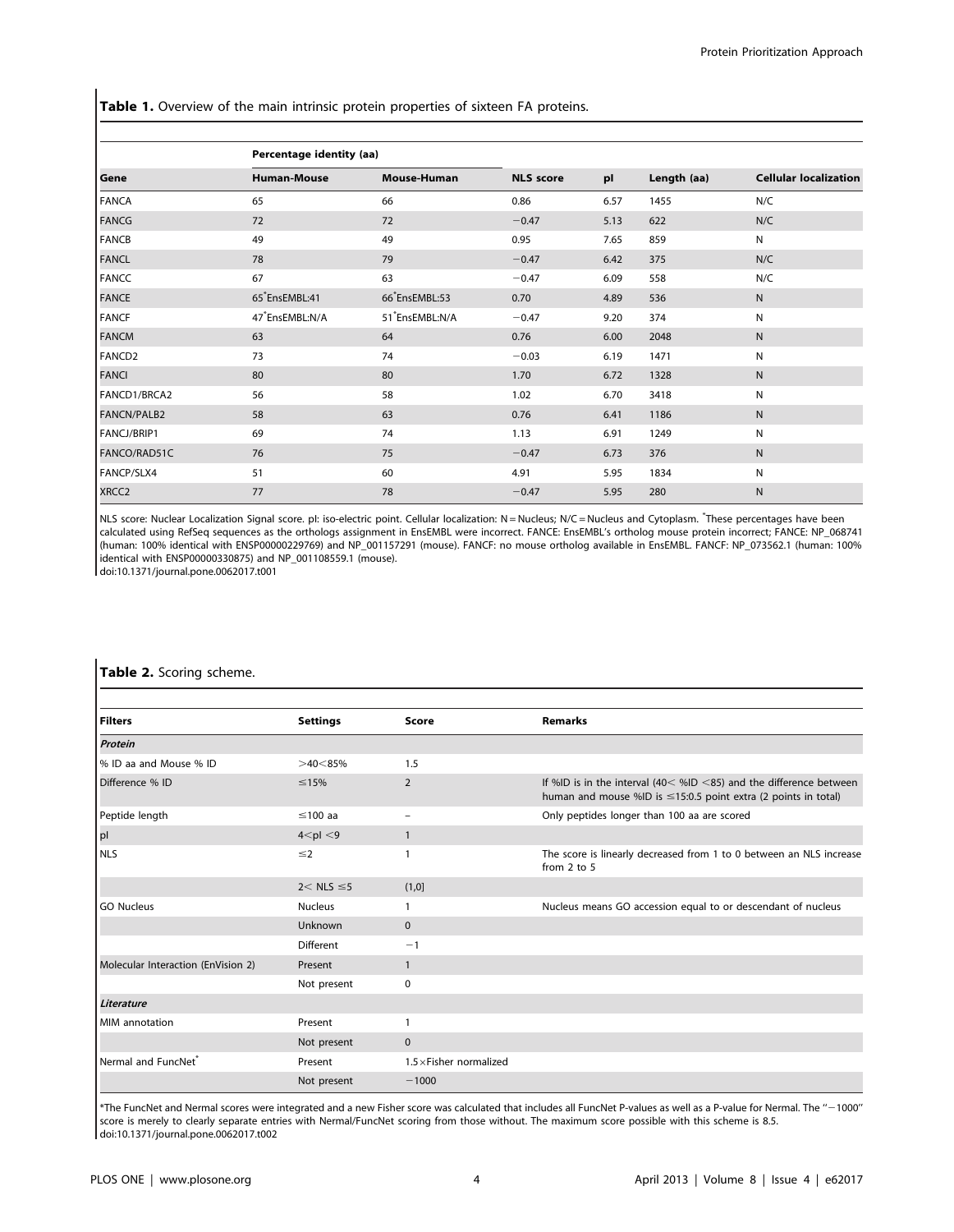**Table 1.** Overview of the main intrinsic protein properties of sixteen FA proteins.

| Gene | Percentage identity (aa) | | NLS score | pI | Length (aa) | Cellular localization |
|---|---|---|---|---|---|---|
| | Human-Mouse | Mouse-Human | | | | |
| FANCA | 65 | 66 | 0.86 | 6.57 | 1455 | N/C |
| FANCG | 72 | 72 | −0.47 | 5.13 | 622 | N/C |
| FANCB | 49 | 49 | 0.95 | 7.65 | 859 | N |
| FANCL | 78 | 79 | −0.47 | 6.42 | 375 | N/C |
| FANCC | 67 | 63 | −0.47 | 6.09 | 558 | N/C |
| FANCE | 65*EnsEMBL:41 | 66*EnsEMBL:53 | 0.70 | 4.89 | 536 | N |
| FANCF | 47*EnsEMBL:N/A | 51*EnsEMBL:N/A | −0.47 | 9.20 | 374 | N |
| FANCM | 63 | 64 | 0.76 | 6.00 | 2048 | N |
| FANCD2 | 73 | 74 | −0.03 | 6.19 | 1471 | N |
| FANCI | 80 | 80 | 1.70 | 6.72 | 1328 | N |
| FANCD1/BRCA2 | 56 | 58 | 1.02 | 6.70 | 3418 | N |
| FANCN/PALB2 | 58 | 63 | 0.76 | 6.41 | 1186 | N |
| FANCJ/BRIP1 | 69 | 74 | 1.13 | 6.91 | 1249 | N |
| FANCO/RAD51C | 76 | 75 | −0.47 | 6.73 | 376 | N |
| FANCP/SLX4 | 51 | 60 | 4.91 | 5.95 | 1834 | N |
| XRCC2 | 77 | 78 | −0.47 | 5.95 | 280 | N |

NLS score: Nuclear Localization Signal score. pI: iso-electric point. Cellular localization: N = Nucleus; N/C = Nucleus and Cytoplasm. *These percentages have been calculated using RefSeq sequences as the orthologs assignment in EnsEMBL were incorrect. FANCE: EnsEMBL's ortholog mouse protein incorrect; FANCE: NP_068741 (human: 100% identical with ENSP00000229769) and NP_001157291 (mouse). FANCF: no mouse ortholog available in EnsEMBL. FANCF: NP_073562.1 (human: 100% identical with ENSP00000330875) and NP_001108559.1 (mouse).
doi:10.1371/journal.pone.0062017.t001

**Table 2.** Scoring scheme.

| Filters | Settings | Score | Remarks |
|---|---|---|---|
| ***Protein*** | | | |
| % ID aa and Mouse % ID | >40<85% | 1.5 | |
| Difference % ID | ≤15% | 2 | If %ID is in the interval (40< %ID <85) and the difference between human and mouse %ID is ≤15:0.5 point extra (2 points in total) |
| Peptide length | ≤100 aa | – | Only peptides longer than 100 aa are scored |
| pI | 4<pI <9 | 1 | |
| NLS | ≤2 | 1 | The score is linearly decreased from 1 to 0 between an NLS increase from 2 to 5 |
| | 2< NLS ≤5 | (1,0] | |
| GO Nucleus | Nucleus | 1 | Nucleus means GO accession equal to or descendant of nucleus |
| | Unknown | 0 | |
| | Different | −1 | |
| Molecular Interaction (EnVision 2) | Present | 1 | |
| | Not present | 0 | |
| ***Literature*** | | | |
| MIM annotation | Present | 1 | |
| | Not present | 0 | |
| Nermal and FuncNet* | Present | 1.5×Fisher normalized | |
| | Not present | −1000 | |

*The FuncNet and Nermal scores were integrated and a new Fisher score was calculated that includes all FuncNet P-values as well as a P-value for Nermal. The "−1000" score is merely to clearly separate entries with Nermal/FuncNet scoring from those without. The maximum score possible with this scheme is 8.5.
doi:10.1371/journal.pone.0062017.t002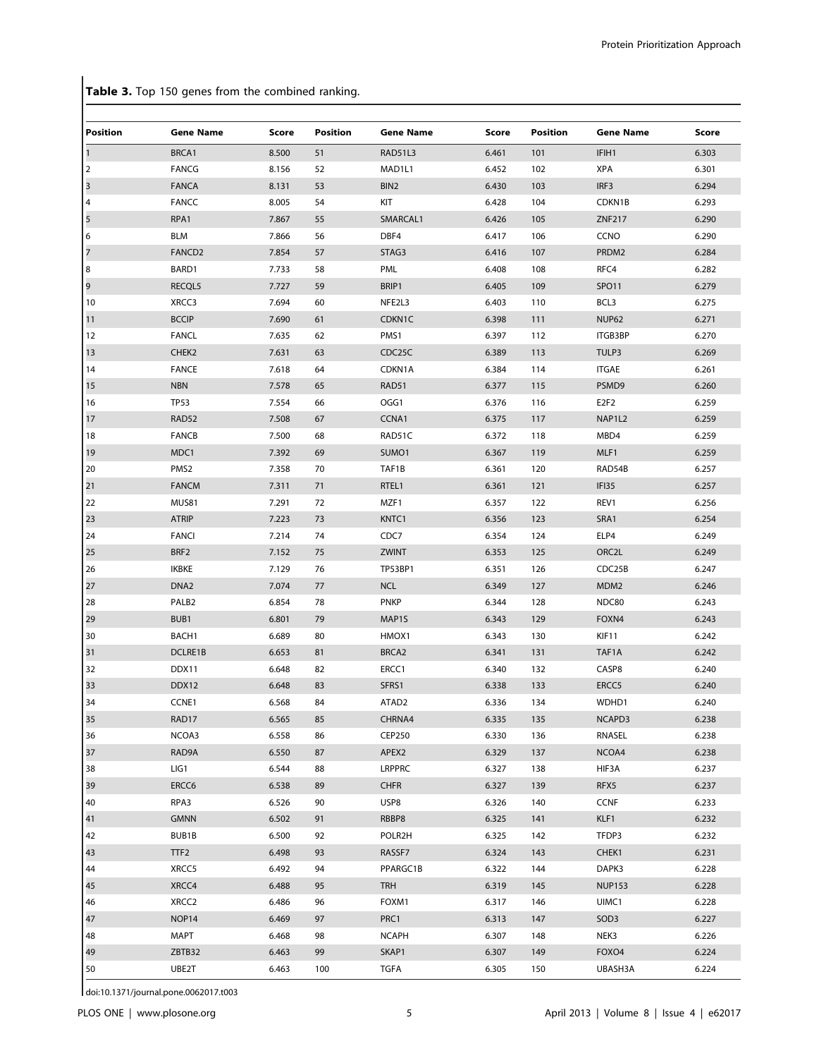**Table 3.** Top 150 genes from the combined ranking.

| Position | Gene Name | Score | Position | Gene Name | Score | Position | Gene Name | Score |
|---|---|---|---|---|---|---|---|---|
| 1 | BRCA1 | 8.500 | 51 | RAD51L3 | 6.461 | 101 | IFIH1 | 6.303 |
| 2 | FANCG | 8.156 | 52 | MAD1L1 | 6.452 | 102 | XPA | 6.301 |
| 3 | FANCA | 8.131 | 53 | BIN2 | 6.430 | 103 | IRF3 | 6.294 |
| 4 | FANCC | 8.005 | 54 | KIT | 6.428 | 104 | CDKN1B | 6.293 |
| 5 | RPA1 | 7.867 | 55 | SMARCAL1 | 6.426 | 105 | ZNF217 | 6.290 |
| 6 | BLM | 7.866 | 56 | DBF4 | 6.417 | 106 | CCNO | 6.290 |
| 7 | FANCD2 | 7.854 | 57 | STAG3 | 6.416 | 107 | PRDM2 | 6.284 |
| 8 | BARD1 | 7.733 | 58 | PML | 6.408 | 108 | RFC4 | 6.282 |
| 9 | RECQL5 | 7.727 | 59 | BRIP1 | 6.405 | 109 | SPO11 | 6.279 |
| 10 | XRCC3 | 7.694 | 60 | NFE2L3 | 6.403 | 110 | BCL3 | 6.275 |
| 11 | BCCIP | 7.690 | 61 | CDKN1C | 6.398 | 111 | NUP62 | 6.271 |
| 12 | FANCL | 7.635 | 62 | PMS1 | 6.397 | 112 | ITGB3BP | 6.270 |
| 13 | CHEK2 | 7.631 | 63 | CDC25C | 6.389 | 113 | TULP3 | 6.269 |
| 14 | FANCE | 7.618 | 64 | CDKN1A | 6.384 | 114 | ITGAE | 6.261 |
| 15 | NBN | 7.578 | 65 | RAD51 | 6.377 | 115 | PSMD9 | 6.260 |
| 16 | TP53 | 7.554 | 66 | OGG1 | 6.376 | 116 | E2F2 | 6.259 |
| 17 | RAD52 | 7.508 | 67 | CCNA1 | 6.375 | 117 | NAP1L2 | 6.259 |
| 18 | FANCB | 7.500 | 68 | RAD51C | 6.372 | 118 | MBD4 | 6.259 |
| 19 | MDC1 | 7.392 | 69 | SUMO1 | 6.367 | 119 | MLF1 | 6.259 |
| 20 | PMS2 | 7.358 | 70 | TAF1B | 6.361 | 120 | RAD54B | 6.257 |
| 21 | FANCM | 7.311 | 71 | RTEL1 | 6.361 | 121 | IFI35 | 6.257 |
| 22 | MUS81 | 7.291 | 72 | MZF1 | 6.357 | 122 | REV1 | 6.256 |
| 23 | ATRIP | 7.223 | 73 | KNTC1 | 6.356 | 123 | SRA1 | 6.254 |
| 24 | FANCI | 7.214 | 74 | CDC7 | 6.354 | 124 | ELP4 | 6.249 |
| 25 | BRF2 | 7.152 | 75 | ZWINT | 6.353 | 125 | ORC2L | 6.249 |
| 26 | IKBKE | 7.129 | 76 | TP53BP1 | 6.351 | 126 | CDC25B | 6.247 |
| 27 | DNA2 | 7.074 | 77 | NCL | 6.349 | 127 | MDM2 | 6.246 |
| 28 | PALB2 | 6.854 | 78 | PNKP | 6.344 | 128 | NDC80 | 6.243 |
| 29 | BUB1 | 6.801 | 79 | MAP1S | 6.343 | 129 | FOXN4 | 6.243 |
| 30 | BACH1 | 6.689 | 80 | HMOX1 | 6.343 | 130 | KIF11 | 6.242 |
| 31 | DCLRE1B | 6.653 | 81 | BRCA2 | 6.341 | 131 | TAF1A | 6.242 |
| 32 | DDX11 | 6.648 | 82 | ERCC1 | 6.340 | 132 | CASP8 | 6.240 |
| 33 | DDX12 | 6.648 | 83 | SFRS1 | 6.338 | 133 | ERCC5 | 6.240 |
| 34 | CCNE1 | 6.568 | 84 | ATAD2 | 6.336 | 134 | WDHD1 | 6.240 |
| 35 | RAD17 | 6.565 | 85 | CHRNA4 | 6.335 | 135 | NCAPD3 | 6.238 |
| 36 | NCOA3 | 6.558 | 86 | CEP250 | 6.330 | 136 | RNASEL | 6.238 |
| 37 | RAD9A | 6.550 | 87 | APEX2 | 6.329 | 137 | NCOA4 | 6.238 |
| 38 | LIG1 | 6.544 | 88 | LRPPRC | 6.327 | 138 | HIF3A | 6.237 |
| 39 | ERCC6 | 6.538 | 89 | CHFR | 6.327 | 139 | RFX5 | 6.237 |
| 40 | RPA3 | 6.526 | 90 | USP8 | 6.326 | 140 | CCNF | 6.233 |
| 41 | GMNN | 6.502 | 91 | RBBP8 | 6.325 | 141 | KLF1 | 6.232 |
| 42 | BUB1B | 6.500 | 92 | POLR2H | 6.325 | 142 | TFDP3 | 6.232 |
| 43 | TTF2 | 6.498 | 93 | RASSF7 | 6.324 | 143 | CHEK1 | 6.231 |
| 44 | XRCC5 | 6.492 | 94 | PPARGC1B | 6.322 | 144 | DAPK3 | 6.228 |
| 45 | XRCC4 | 6.488 | 95 | TRH | 6.319 | 145 | NUP153 | 6.228 |
| 46 | XRCC2 | 6.486 | 96 | FOXM1 | 6.317 | 146 | UIMC1 | 6.228 |
| 47 | NOP14 | 6.469 | 97 | PRC1 | 6.313 | 147 | SOD3 | 6.227 |
| 48 | MAPT | 6.468 | 98 | NCAPH | 6.307 | 148 | NEK3 | 6.226 |
| 49 | ZBTB32 | 6.463 | 99 | SKAP1 | 6.307 | 149 | FOXO4 | 6.224 |
| 50 | UBE2T | 6.463 | 100 | TGFA | 6.305 | 150 | UBASH3A | 6.224 |

doi:10.1371/journal.pone.0062017.t003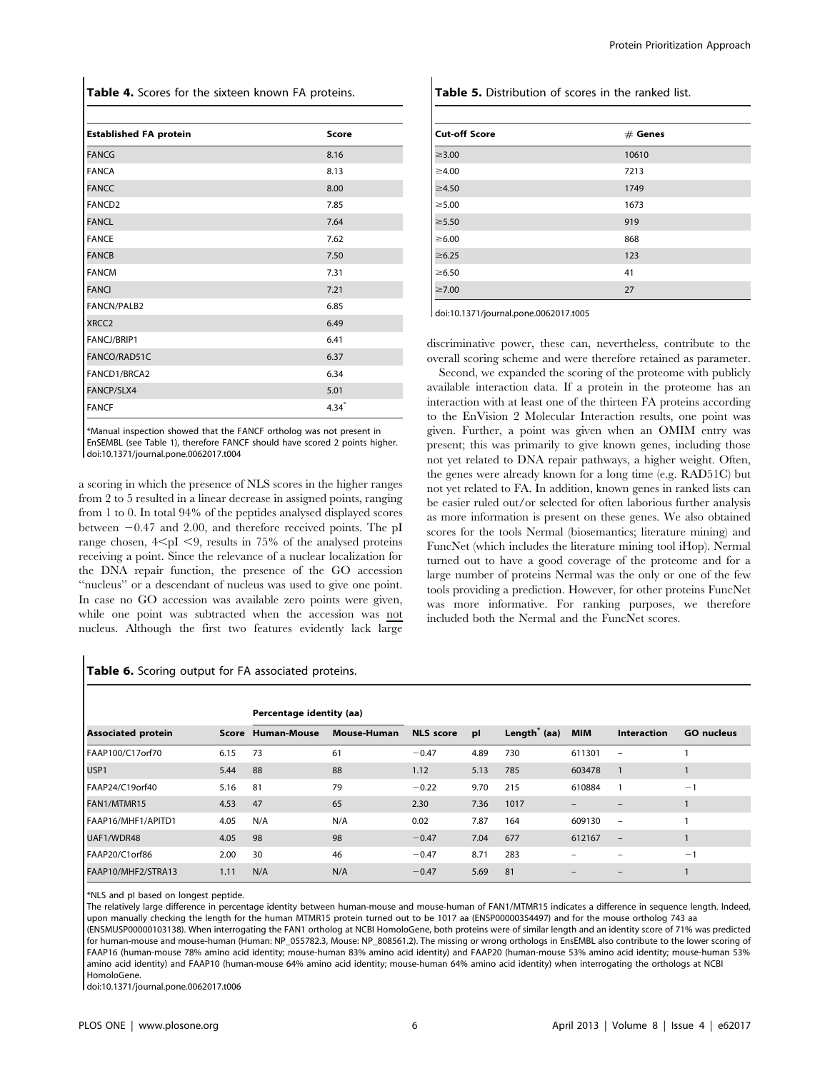**Table 4.** Scores for the sixteen known FA proteins.

| Established FA protein | Score |
|---|---|
| FANCG | 8.16 |
| FANCA | 8.13 |
| FANCC | 8.00 |
| FANCD2 | 7.85 |
| FANCL | 7.64 |
| FANCE | 7.62 |
| FANCB | 7.50 |
| FANCM | 7.31 |
| FANCI | 7.21 |
| FANCN/PALB2 | 6.85 |
| XRCC2 | 6.49 |
| FANCJ/BRIP1 | 6.41 |
| FANCO/RAD51C | 6.37 |
| FANCD1/BRCA2 | 6.34 |
| FANCP/SLX4 | 5.01 |
| FANCF | 4.34* |

*Manual inspection showed that the FANCF ortholog was not present in EnSEMBL (see Table 1), therefore FANCF should have scored 2 points higher.
doi:10.1371/journal.pone.0062017.t004

a scoring in which the presence of NLS scores in the higher ranges from 2 to 5 resulted in a linear decrease in assigned points, ranging from 1 to 0. In total 94% of the peptides analysed displayed scores between −0.47 and 2.00, and therefore received points. The pI range chosen, $4<\text{pI}<9$, results in 75% of the analysed proteins receiving a point. Since the relevance of a nuclear localization for the DNA repair function, the presence of the GO accession "nucleus" or a descendant of nucleus was used to give one point. In case no GO accession was available zero points were given, while one point was subtracted when the accession was not nucleus. Although the first two features evidently lack large discriminative power, these can, nevertheless, contribute to the overall scoring scheme and were therefore retained as parameter.

**Table 5.** Distribution of scores in the ranked list.

| Cut-off Score | # Genes |
|---|---|
| ≥3.00 | 10610 |
| ≥4.00 | 7213 |
| ≥4.50 | 1749 |
| ≥5.00 | 1673 |
| ≥5.50 | 919 |
| ≥6.00 | 868 |
| ≥6.25 | 123 |
| ≥6.50 | 41 |
| ≥7.00 | 27 |

doi:10.1371/journal.pone.0062017.t005

Second, we expanded the scoring of the proteome with publicly available interaction data. If a protein in the proteome has an interaction with at least one of the thirteen FA proteins according to the EnVision 2 Molecular Interaction results, one point was given. Further, a point was given when an OMIM entry was present; this was primarily to give known genes, including those not yet related to DNA repair pathways, a higher weight. Often, the genes were already known for a long time (e.g. RAD51C) but not yet related to FA. In addition, known genes in ranked lists can be easier ruled out/or selected for often laborious further analysis as more information is present on these genes. We also obtained scores for the tools Nermal (biosemantics; literature mining) and FuncNet (which includes the literature mining tool iHop). Nermal turned out to have a good coverage of the proteome and for a large number of proteins Nermal was the only or one of the few tools providing a prediction. However, for other proteins FuncNet was more informative. For ranking purposes, we therefore included both the Nermal and the FuncNet scores.

**Table 6.** Scoring output for FA associated proteins.

| | | Percentage identity (aa) | | | | | | | |
|---|---|---|---|---|---|---|---|---|---|
| **Associated protein** | **Score** | **Human-Mouse** | **Mouse-Human** | **NLS score** | **pI** | **Length* (aa)** | **MIM** | **Interaction** | **GO nucleus** |
| FAAP100/C17orf70 | 6.15 | 73 | 61 | −0.47 | 4.89 | 730 | 611301 | – | 1 |
| USP1 | 5.44 | 88 | 88 | 1.12 | 5.13 | 785 | 603478 | 1 | 1 |
| FAAP24/C19orf40 | 5.16 | 81 | 79 | −0.22 | 9.70 | 215 | 610884 | 1 | −1 |
| FAN1/MTMR15 | 4.53 | 47 | 65 | 2.30 | 7.36 | 1017 | – | – | 1 |
| FAAP16/MHF1/APITD1 | 4.05 | N/A | N/A | 0.02 | 7.87 | 164 | 609130 | – | 1 |
| UAF1/WDR48 | 4.05 | 98 | 98 | −0.47 | 7.04 | 677 | 612167 | – | 1 |
| FAAP20/C1orf86 | 2.00 | 30 | 46 | −0.47 | 8.71 | 283 | – | – | −1 |
| FAAP10/MHF2/STRA13 | 1.11 | N/A | N/A | −0.47 | 5.69 | 81 | – | – | 1 |

*NLS and pI based on longest peptide.
The relatively large difference in percentage identity between human-mouse and mouse-human of FAN1/MTMR15 indicates a difference in sequence length. Indeed, upon manually checking the length for the human MTMR15 protein turned out to be 1017 aa (ENSP00000354497) and for the mouse ortholog 743 aa (ENSMUSP00000103138). When interrogating the FAN1 ortholog at NCBI HomoloGene, both proteins were of similar length and an identity score of 71% was predicted for human-mouse and mouse-human (Human: NP_055782.3, Mouse: NP_808561.2). The missing or wrong orthologs in EnsEMBL also contribute to the lower scoring of FAAP16 (human-mouse 78% amino acid identity; mouse-human 83% amino acid identity) and FAAP20 (human-mouse 53% amino acid identity; mouse-human 53% amino acid identity) and FAAP10 (human-mouse 64% amino acid identity; mouse-human 64% amino acid identity) when interrogating the orthologs at NCBI HomoloGene.
doi:10.1371/journal.pone.0062017.t006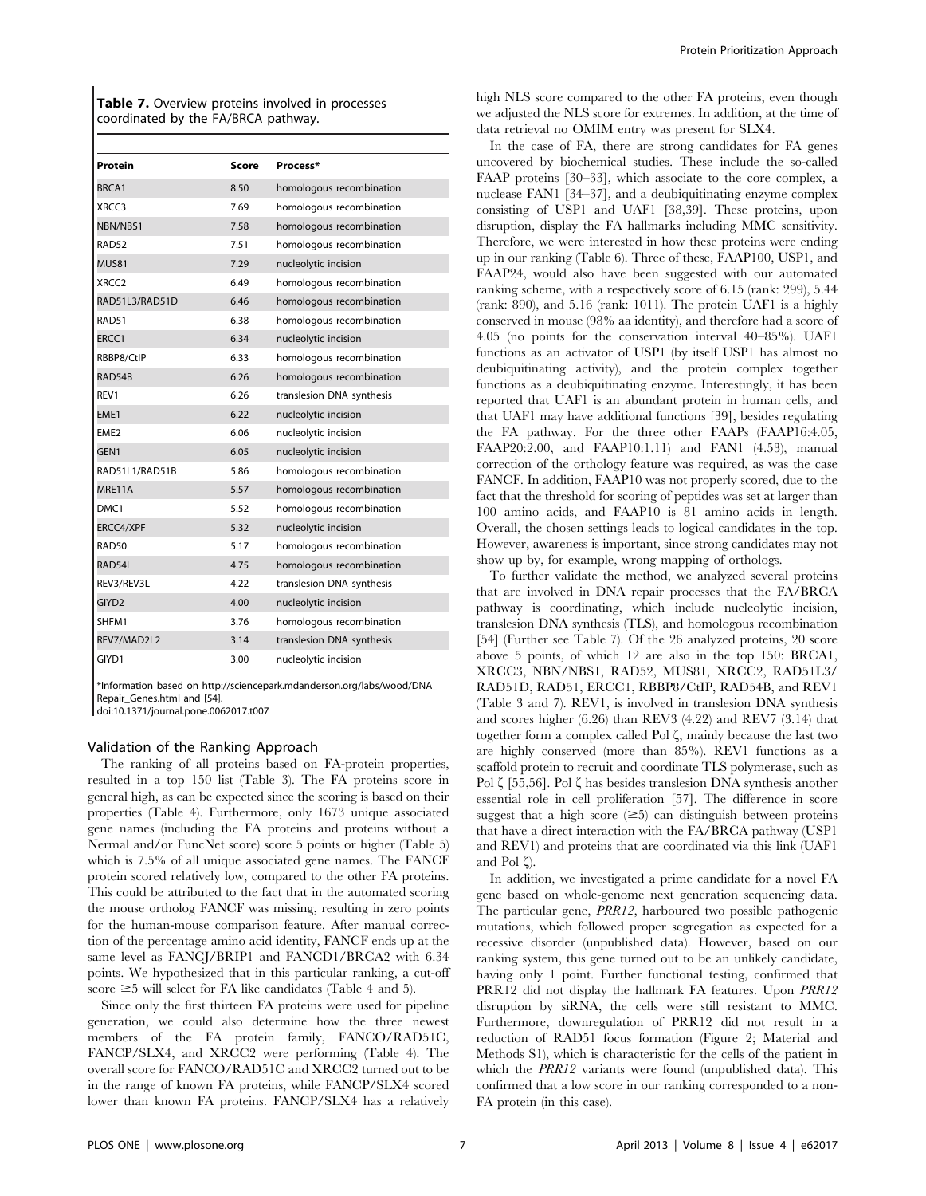**Table 7.** Overview proteins involved in processes coordinated by the FA/BRCA pathway.

| Protein | Score | Process* |
| --- | --- | --- |
| BRCA1 | 8.50 | homologous recombination |
| XRCC3 | 7.69 | homologous recombination |
| NBN/NBS1 | 7.58 | homologous recombination |
| RAD52 | 7.51 | homologous recombination |
| MUS81 | 7.29 | nucleolytic incision |
| XRCC2 | 6.49 | homologous recombination |
| RAD51L3/RAD51D | 6.46 | homologous recombination |
| RAD51 | 6.38 | homologous recombination |
| ERCC1 | 6.34 | nucleolytic incision |
| RBBP8/CtIP | 6.33 | homologous recombination |
| RAD54B | 6.26 | homologous recombination |
| REV1 | 6.26 | translesion DNA synthesis |
| EME1 | 6.22 | nucleolytic incision |
| EME2 | 6.06 | nucleolytic incision |
| GEN1 | 6.05 | nucleolytic incision |
| RAD51L1/RAD51B | 5.86 | homologous recombination |
| MRE11A | 5.57 | homologous recombination |
| DMC1 | 5.52 | homologous recombination |
| ERCC4/XPF | 5.32 | nucleolytic incision |
| RAD50 | 5.17 | homologous recombination |
| RAD54L | 4.75 | homologous recombination |
| REV3/REV3L | 4.22 | translesion DNA synthesis |
| GIYD2 | 4.00 | nucleolytic incision |
| SHFM1 | 3.76 | homologous recombination |
| REV7/MAD2L2 | 3.14 | translesion DNA synthesis |
| GIYD1 | 3.00 | nucleolytic incision |

*Information based on http://sciencepark.mdanderson.org/labs/wood/DNA_Repair_Genes.html and [54].

doi:10.1371/journal.pone.0062017.t007

## Validation of the Ranking Approach

The ranking of all proteins based on FA-protein properties, resulted in a top 150 list (Table 3). The FA proteins score in general high, as can be expected since the scoring is based on their properties (Table 4). Furthermore, only 1673 unique associated gene names (including the FA proteins and proteins without a Nermal and/or FuncNet score) score 5 points or higher (Table 5) which is 7.5% of all unique associated gene names. The FANCF protein scored relatively low, compared to the other FA proteins. This could be attributed to the fact that in the automated scoring the mouse ortholog FANCF was missing, resulting in zero points for the human-mouse comparison feature. After manual correction of the percentage amino acid identity, FANCF ends up at the same level as FANCJ/BRIP1 and FANCD1/BRCA2 with 6.34 points. We hypothesized that in this particular ranking, a cut-off score ≥5 will select for FA like candidates (Table 4 and 5).

Since only the first thirteen FA proteins were used for pipeline generation, we could also determine how the three newest members of the FA protein family, FANCO/RAD51C, FANCP/SLX4, and XRCC2 were performing (Table 4). The overall score for FANCO/RAD51C and XRCC2 turned out to be in the range of known FA proteins, while FANCP/SLX4 scored lower than known FA proteins. FANCP/SLX4 has a relatively high NLS score compared to the other FA proteins, even though we adjusted the NLS score for extremes. In addition, at the time of data retrieval no OMIM entry was present for SLX4.

In the case of FA, there are strong candidates for FA genes uncovered by biochemical studies. These include the so-called FAAP proteins [30–33], which associate to the core complex, a nuclease FAN1 [34–37], and a deubiquitinating enzyme complex consisting of USP1 and UAF1 [38,39]. These proteins, upon disruption, display the FA hallmarks including MMC sensitivity. Therefore, we were interested in how these proteins were ending up in our ranking (Table 6). Three of these, FAAP100, USP1, and FAAP24, would also have been suggested with our automated ranking scheme, with a respectively score of 6.15 (rank: 299), 5.44 (rank: 890), and 5.16 (rank: 1011). The protein UAF1 is a highly conserved in mouse (98% aa identity), and therefore had a score of 4.05 (no points for the conservation interval 40–85%). UAF1 functions as an activator of USP1 (by itself USP1 has almost no deubiquitinating activity), and the protein complex together functions as a deubiquitinating enzyme. Interestingly, it has been reported that UAF1 is an abundant protein in human cells, and that UAF1 may have additional functions [39], besides regulating the FA pathway. For the three other FAAPs (FAAP16:4.05, FAAP20:2.00, and FAAP10:1.11) and FAN1 (4.53), manual correction of the orthology feature was required, as was the case FANCF. In addition, FAAP10 was not properly scored, due to the fact that the threshold for scoring of peptides was set at larger than 100 amino acids, and FAAP10 is 81 amino acids in length. Overall, the chosen settings leads to logical candidates in the top. However, awareness is important, since strong candidates may not show up by, for example, wrong mapping of orthologs.

To further validate the method, we analyzed several proteins that are involved in DNA repair processes that the FA/BRCA pathway is coordinating, which include nucleolytic incision, translesion DNA synthesis (TLS), and homologous recombination [54] (Further see Table 7). Of the 26 analyzed proteins, 20 score above 5 points, of which 12 are also in the top 150: BRCA1, XRCC3, NBN/NBS1, RAD52, MUS81, XRCC2, RAD51L3/RAD51D, RAD51, ERCC1, RBBP8/CtIP, RAD54B, and REV1 (Table 3 and 7). REV1, is involved in translesion DNA synthesis and scores higher (6.26) than REV3 (4.22) and REV7 (3.14) that together form a complex called Pol ζ, mainly because the last two are highly conserved (more than 85%). REV1 functions as a scaffold protein to recruit and coordinate TLS polymerase, such as Pol ζ [55,56]. Pol ζ has besides translesion DNA synthesis another essential role in cell proliferation [57]. The difference in score suggest that a high score (≥5) can distinguish between proteins that have a direct interaction with the FA/BRCA pathway (USP1 and REV1) and proteins that are coordinated via this link (UAF1 and Pol ζ).

In addition, we investigated a prime candidate for a novel FA gene based on whole-genome next generation sequencing data. The particular gene, *PRR12*, harboured two possible pathogenic mutations, which followed proper segregation as expected for a recessive disorder (unpublished data). However, based on our ranking system, this gene turned out to be an unlikely candidate, having only 1 point. Further functional testing, confirmed that PRR12 did not display the hallmark FA features. Upon *PRR12* disruption by siRNA, the cells were still resistant to MMC. Furthermore, downregulation of PRR12 did not result in a reduction of RAD51 focus formation (Figure 2; Material and Methods S1), which is characteristic for the cells of the patient in which the *PRR12* variants were found (unpublished data). This confirmed that a low score in our ranking corresponded to a non-FA protein (in this case).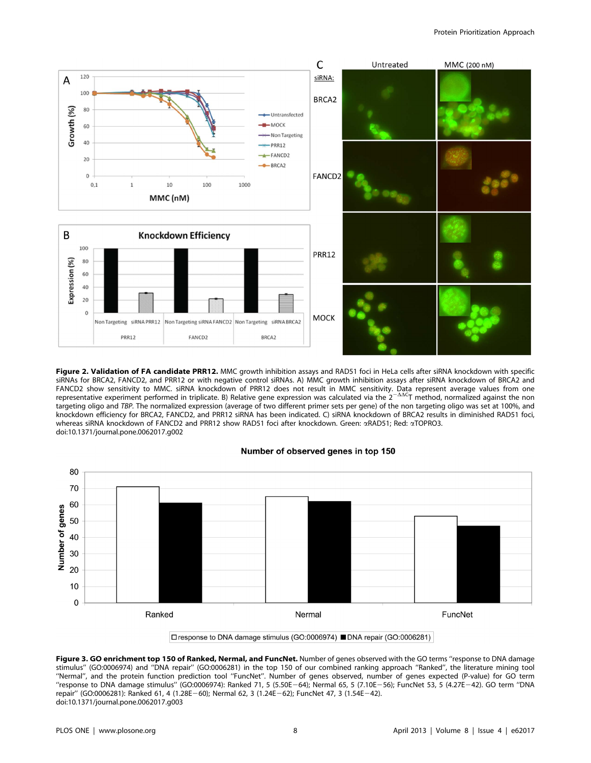**Figure 2. Validation of FA candidate PRR12.** MMC growth inhibition assays and RAD51 foci in HeLa cells after siRNA knockdown with specific siRNAs for BRCA2, FANCD2, and PRR12 or with negative control siRNAs. A) MMC growth inhibition assays after siRNA knockdown of BRCA2 and FANCD2 show sensitivity to MMC. siRNA knockdown of PRR12 does not result in MMC sensitivity. Data represent average values from one representative experiment performed in triplicate. B) Relative gene expression was calculated via the $2^{-\Delta\Delta C}$T method, normalized against the non targeting oligo and *TBP*. The normalized expression (average of two different primer sets per gene) of the non targeting oligo was set at 100%, and knockdown efficiency for BRCA2, FANCD2, and PRR12 siRNA has been indicated. C) siRNA knockdown of BRCA2 results in diminished RAD51 foci, whereas siRNA knockdown of FANCD2 and PRR12 show RAD51 foci after knockdown. Green: αRAD51; Red: αTOPRO3.
doi:10.1371/journal.pone.0062017.g002

**Figure 3. GO enrichment top 150 of Ranked, Nermal, and FuncNet.** Number of genes observed with the GO terms ''response to DNA damage stimulus'' (GO:0006974) and ''DNA repair'' (GO:0006281) in the top 150 of our combined ranking approach ''Ranked'', the literature mining tool ''Nermal'', and the protein function prediction tool ''FuncNet''. Number of genes observed, number of genes expected (P-value) for GO term ''response to DNA damage stimulus'' (GO:0006974): Ranked 71, 5 (5.50E−64); Nermal 65, 5 (7.10E−56); FuncNet 53, 5 (4.27E−42). GO term ''DNA repair'' (GO:0006281): Ranked 61, 4 (1.28E−60); Nermal 62, 3 (1.24E−62); FuncNet 47, 3 (1.54E−42).
doi:10.1371/journal.pone.0062017.g003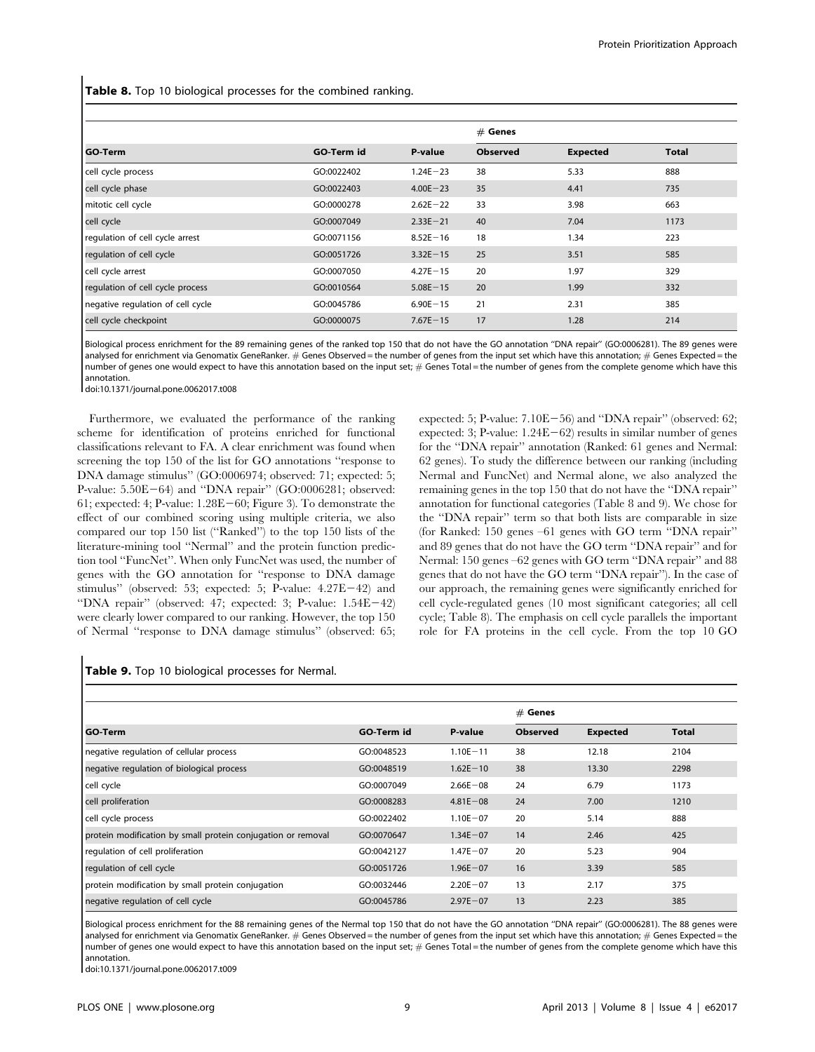**Table 8.** Top 10 biological processes for the combined ranking.

| GO-Term | GO-Term id | P-value | # Genes Observed | Expected | Total |
|---|---|---|---|---|---|
| cell cycle process | GO:0022402 | 1.24E−23 | 38 | 5.33 | 888 |
| cell cycle phase | GO:0022403 | 4.00E−23 | 35 | 4.41 | 735 |
| mitotic cell cycle | GO:0000278 | 2.62E−22 | 33 | 3.98 | 663 |
| cell cycle | GO:0007049 | 2.33E−21 | 40 | 7.04 | 1173 |
| regulation of cell cycle arrest | GO:0071156 | 8.52E−16 | 18 | 1.34 | 223 |
| regulation of cell cycle | GO:0051726 | 3.32E−15 | 25 | 3.51 | 585 |
| cell cycle arrest | GO:0007050 | 4.27E−15 | 20 | 1.97 | 329 |
| regulation of cell cycle process | GO:0010564 | 5.08E−15 | 20 | 1.99 | 332 |
| negative regulation of cell cycle | GO:0045786 | 6.90E−15 | 21 | 2.31 | 385 |
| cell cycle checkpoint | GO:0000075 | 7.67E−15 | 17 | 1.28 | 214 |

Biological process enrichment for the 89 remaining genes of the ranked top 150 that do not have the GO annotation "DNA repair" (GO:0006281). The 89 genes were analysed for enrichment via Genomatix GeneRanker. # Genes Observed = the number of genes from the input set which have this annotation; # Genes Expected = the number of genes one would expect to have this annotation based on the input set; # Genes Total = the number of genes from the complete genome which have this annotation.

doi:10.1371/journal.pone.0062017.t008

Furthermore, we evaluated the performance of the ranking scheme for identification of proteins enriched for functional classifications relevant to FA. A clear enrichment was found when screening the top 150 of the list for GO annotations "response to DNA damage stimulus" (GO:0006974; observed: 71; expected: 5; P-value: 5.50E−64) and "DNA repair" (GO:0006281; observed: 61; expected: 4; P-value: 1.28E−60; Figure 3). To demonstrate the effect of our combined scoring using multiple criteria, we also compared our top 150 list ("Ranked") to the top 150 lists of the literature-mining tool "Nermal" and the protein function prediction tool "FuncNet". When only FuncNet was used, the number of genes with the GO annotation for "response to DNA damage stimulus" (observed: 53; expected: 5; P-value: 4.27E−42) and "DNA repair" (observed: 47; expected: 3; P-value: 1.54E−42) were clearly lower compared to our ranking. However, the top 150 of Nermal "response to DNA damage stimulus" (observed: 65; expected: 5; P-value: 7.10E−56) and "DNA repair" (observed: 62; expected: 3; P-value: 1.24E−62) results in similar number of genes for the "DNA repair" annotation (Ranked: 61 genes and Nermal: 62 genes). To study the difference between our ranking (including Nermal and FuncNet) and Nermal alone, we also analyzed the remaining genes in the top 150 that do not have the "DNA repair" annotation for functional categories (Table 8 and 9). We chose for the "DNA repair" term so that both lists are comparable in size (for Ranked: 150 genes –61 genes with GO term "DNA repair" and 89 genes that do not have the GO term "DNA repair" and for Nermal: 150 genes –62 genes with GO term "DNA repair" and 88 genes that do not have the GO term "DNA repair"). In the case of our approach, the remaining genes were significantly enriched for cell cycle-regulated genes (10 most significant categories; all cell cycle; Table 8). The emphasis on cell cycle parallels the important role for FA proteins in the cell cycle. From the top 10 GO

**Table 9.** Top 10 biological processes for Nermal.

| GO-Term | GO-Term id | P-value | # Genes Observed | Expected | Total |
|---|---|---|---|---|---|
| negative regulation of cellular process | GO:0048523 | 1.10E−11 | 38 | 12.18 | 2104 |
| negative regulation of biological process | GO:0048519 | 1.62E−10 | 38 | 13.30 | 2298 |
| cell cycle | GO:0007049 | 2.66E−08 | 24 | 6.79 | 1173 |
| cell proliferation | GO:0008283 | 4.81E−08 | 24 | 7.00 | 1210 |
| cell cycle process | GO:0022402 | 1.10E−07 | 20 | 5.14 | 888 |
| protein modification by small protein conjugation or removal | GO:0070647 | 1.34E−07 | 14 | 2.46 | 425 |
| regulation of cell proliferation | GO:0042127 | 1.47E−07 | 20 | 5.23 | 904 |
| regulation of cell cycle | GO:0051726 | 1.96E−07 | 16 | 3.39 | 585 |
| protein modification by small protein conjugation | GO:0032446 | 2.20E−07 | 13 | 2.17 | 375 |
| negative regulation of cell cycle | GO:0045786 | 2.97E−07 | 13 | 2.23 | 385 |

Biological process enrichment for the 88 remaining genes of the Nermal top 150 that do not have the GO annotation "DNA repair" (GO:0006281). The 88 genes were analysed for enrichment via Genomatix GeneRanker. # Genes Observed = the number of genes from the input set which have this annotation; # Genes Expected = the number of genes one would expect to have this annotation based on the input set; # Genes Total = the number of genes from the complete genome which have this annotation.

doi:10.1371/journal.pone.0062017.t009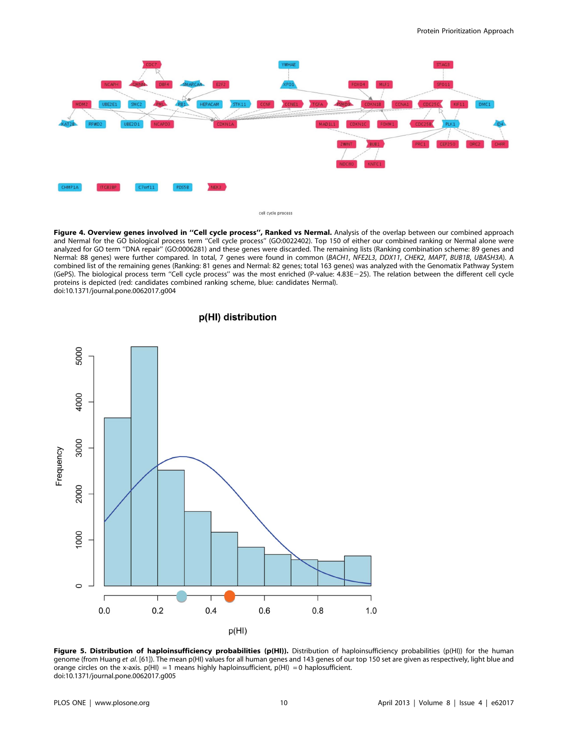**Figure 4. Overview genes involved in ''Cell cycle process'', Ranked vs Nermal.** Analysis of the overlap between our combined approach and Nermal for the GO biological process term ''Cell cycle process'' (GO:0022402). Top 150 of either our combined ranking or Nermal alone were analyzed for GO term ''DNA repair'' (GO:0006281) and these genes were discarded. The remaining lists (Ranking combination scheme: 89 genes and Nermal: 88 genes) were further compared. In total, 7 genes were found in common (*BACH1*, *NFE2L3*, *DDX11*, *CHEK2*, *MAPT*, *BUB1B*, *UBASH3A*). A combined list of the remaining genes (Ranking: 81 genes and Nermal: 82 genes; total 163 genes) was analyzed with the Genomatix Pathway System (GePS). The biological process term ''Cell cycle process'' was the most enriched (P-value: 4.83E−25). The relation between the different cell cycle proteins is depicted (red: candidates combined ranking scheme, blue: candidates Nermal).
doi:10.1371/journal.pone.0062017.g004

**Figure 5. Distribution of haploinsufficiency probabilities (p(HI)).** Distribution of haploinsufficiency probabilities (p(HI)) for the human genome (from Huang *et al.* [61]). The mean p(HI) values for all human genes and 143 genes of our top 150 set are given as respectively, light blue and orange circles on the x-axis. p(HI) = 1 means highly haploinsufficient, p(HI) = 0 haplosufficient.
doi:10.1371/journal.pone.0062017.g005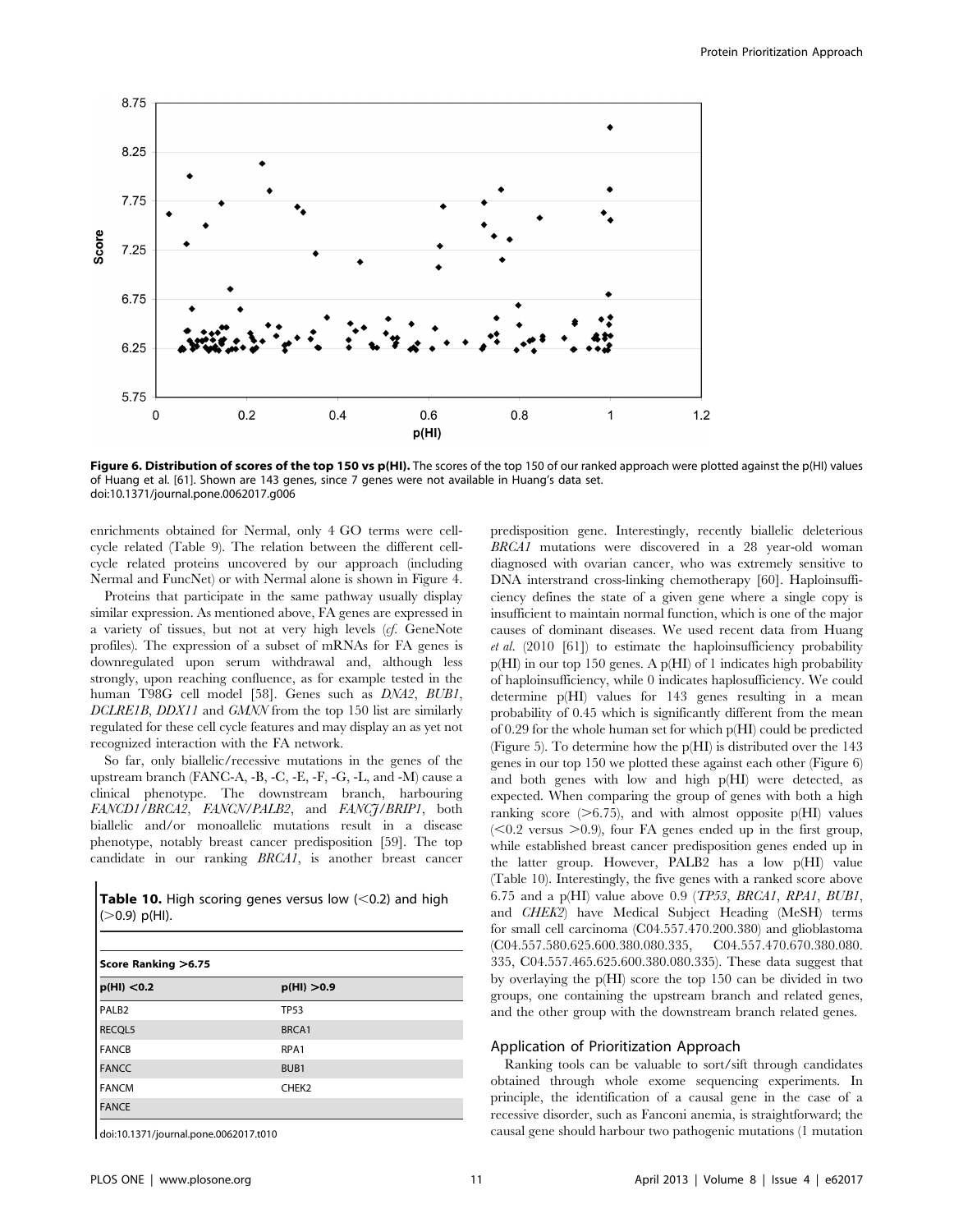**Figure 6. Distribution of scores of the top 150 vs p(HI).** The scores of the top 150 of our ranked approach were plotted against the p(HI) values of Huang et al. [61]. Shown are 143 genes, since 7 genes were not available in Huang's data set.
doi:10.1371/journal.pone.0062017.g006

enrichments obtained for Nermal, only 4 GO terms were cell-cycle related (Table 9). The relation between the different cell-cycle related proteins uncovered by our approach (including Nermal and FuncNet) or with Nermal alone is shown in Figure 4.

Proteins that participate in the same pathway usually display similar expression. As mentioned above, FA genes are expressed in a variety of tissues, but not at very high levels (*cf.* GeneNote profiles). The expression of a subset of mRNAs for FA genes is downregulated upon serum withdrawal and, although less strongly, upon reaching confluence, as for example tested in the human T98G cell model [58]. Genes such as *DNA2*, *BUB1*, *DCLRE1B*, *DDX11* and *GMNN* from the top 150 list are similarly regulated for these cell cycle features and may display an as yet not recognized interaction with the FA network.

So far, only biallelic/recessive mutations in the genes of the upstream branch (FANC-A, -B, -C, -E, -F, -G, -L, and -M) cause a clinical phenotype. The downstream branch, harbouring *FANCD1/BRCA2*, *FANCN/PALB2*, and *FANCJ/BRIP1*, both biallelic and/or monoallelic mutations result in a disease phenotype, notably breast cancer predisposition [59]. The top candidate in our ranking *BRCA1*, is another breast cancer predisposition gene. Interestingly, recently biallelic deleterious *BRCA1* mutations were discovered in a 28 year-old woman diagnosed with ovarian cancer, who was extremely sensitive to DNA interstrand cross-linking chemotherapy [60]. Haploinsufficiency defines the state of a given gene where a single copy is insufficient to maintain normal function, which is one of the major causes of dominant diseases. We used recent data from Huang *et al.* (2010 [61]) to estimate the haploinsufficiency probability p(HI) in our top 150 genes. A p(HI) of 1 indicates high probability of haploinsufficiency, while 0 indicates haplosufficiency. We could determine p(HI) values for 143 genes resulting in a mean probability of 0.45 which is significantly different from the mean of 0.29 for the whole human set for which p(HI) could be predicted (Figure 5). To determine how the p(HI) is distributed over the 143 genes in our top 150 we plotted these against each other (Figure 6) and both genes with low and high p(HI) were detected, as expected. When comparing the group of genes with both a high ranking score (>6.75), and with almost opposite p(HI) values (<0.2 versus >0.9), four FA genes ended up in the first group, while established breast cancer predisposition genes ended up in the latter group. However, PALB2 has a low p(HI) value (Table 10). Interestingly, the five genes with a ranked score above 6.75 and a p(HI) value above 0.9 (*TP53*, *BRCA1*, *RPA1*, *BUB1*, and *CHEK2*) have Medical Subject Heading (MeSH) terms for small cell carcinoma (C04.557.470.200.380) and glioblastoma (C04.557.580.625.600.380.080.335, C04.557.470.670.380.080.335, C04.557.465.625.600.380.080.335). These data suggest that by overlaying the p(HI) score the top 150 can be divided in two groups, one containing the upstream branch and related genes, and the other group with the downstream branch related genes.

**Table 10.** High scoring genes versus low (<0.2) and high (>0.9) p(HI).

| Score Ranking >6.75 | |
|---|---|
| **p(HI) <0.2** | **p(HI) >0.9** |
| PALB2 | TP53 |
| RECQL5 | BRCA1 |
| FANCB | RPA1 |
| FANCC | BUB1 |
| FANCM | CHEK2 |
| FANCE | |

doi:10.1371/journal.pone.0062017.t010

## Application of Prioritization Approach

Ranking tools can be valuable to sort/sift through candidates obtained through whole exome sequencing experiments. In principle, the identification of a causal gene in the case of a recessive disorder, such as Fanconi anemia, is straightforward; the causal gene should harbour two pathogenic mutations (1 mutation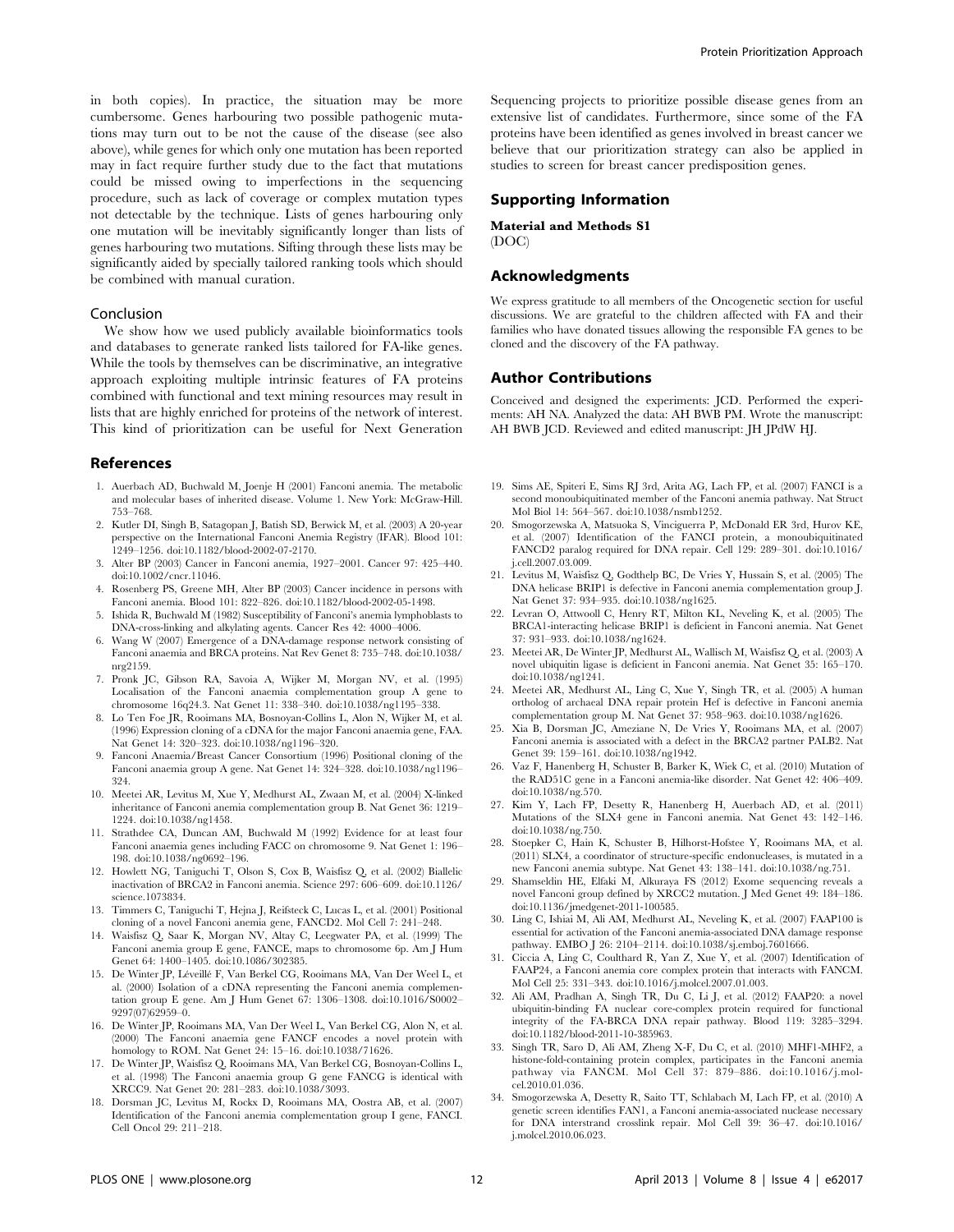in both copies). In practice, the situation may be more cumbersome. Genes harbouring two possible pathogenic mutations may turn out to be not the cause of the disease (see also above), while genes for which only one mutation has been reported may in fact require further study due to the fact that mutations could be missed owing to imperfections in the sequencing procedure, such as lack of coverage or complex mutation types not detectable by the technique. Lists of genes harbouring only one mutation will be inevitably significantly longer than lists of genes harbouring two mutations. Sifting through these lists may be significantly aided by specially tailored ranking tools which should be combined with manual curation.

### Conclusion

We show how we used publicly available bioinformatics tools and databases to generate ranked lists tailored for FA-like genes. While the tools by themselves can be discriminative, an integrative approach exploiting multiple intrinsic features of FA proteins combined with functional and text mining resources may result in lists that are highly enriched for proteins of the network of interest. This kind of prioritization can be useful for Next Generation Sequencing projects to prioritize possible disease genes from an extensive list of candidates. Furthermore, since some of the FA proteins have been identified as genes involved in breast cancer we believe that our prioritization strategy can also be applied in studies to screen for breast cancer predisposition genes.

## Supporting Information

**Material and Methods S1**
(DOC)

## Acknowledgments

We express gratitude to all members of the Oncogenetic section for useful discussions. We are grateful to the children affected with FA and their families who have donated tissues allowing the responsible FA genes to be cloned and the discovery of the FA pathway.

## Author Contributions

Conceived and designed the experiments: JCD. Performed the experiments: AH NA. Analyzed the data: AH BWB PM. Wrote the manuscript: AH BWB JCD. Reviewed and edited manuscript: JH JPdW HJ.

## References

1. Auerbach AD, Buchwald M, Joenje H (2001) Fanconi anemia. The metabolic and molecular bases of inherited disease. Volume 1. New York: McGraw-Hill. 753–768.
2. Kutler DI, Singh B, Satagopan J, Batish SD, Berwick M, et al. (2003) A 20-year perspective on the International Fanconi Anemia Registry (IFAR). Blood 101: 1249–1256. doi:10.1182/blood-2002-07-2170.
3. Alter BP (2003) Cancer in Fanconi anemia, 1927–2001. Cancer 97: 425–440. doi:10.1002/cncr.11046.
4. Rosenberg PS, Greene MH, Alter BP (2003) Cancer incidence in persons with Fanconi anemia. Blood 101: 822–826. doi:10.1182/blood-2002-05-1498.
5. Ishida R, Buchwald M (1982) Susceptibility of Fanconi's anemia lymphoblasts to DNA-cross-linking and alkylating agents. Cancer Res 42: 4000–4006.
6. Wang W (2007) Emergence of a DNA-damage response network consisting of Fanconi anaemia and BRCA proteins. Nat Rev Genet 8: 735–748. doi:10.1038/nrg2159.
7. Pronk JC, Gibson RA, Savoia A, Wijker M, Morgan NV, et al. (1995) Localisation of the Fanconi anaemia complementation group A gene to chromosome 16q24.3. Nat Genet 11: 338–340. doi:10.1038/ng1195-338.
8. Lo Ten Foe JR, Rooimans MA, Bosnoyan-Collins L, Alon N, Wijker M, et al. (1996) Expression cloning of a cDNA for the major Fanconi anaemia gene, FAA. Nat Genet 14: 320–323. doi:10.1038/ng1196-320.
9. Fanconi Anaemia/Breast Cancer Consortium (1996) Positional cloning of the Fanconi anaemia group A gene. Nat Genet 14: 324–328. doi:10.1038/ng1196-324.
10. Meetei AR, Levitus M, Xue Y, Medhurst AL, Zwaan M, et al. (2004) X-linked inheritance of Fanconi anemia complementation group B. Nat Genet 36: 1219–1224. doi:10.1038/ng1458.
11. Strathdee CA, Duncan AM, Buchwald M (1992) Evidence for at least four Fanconi anaemia genes including FACC on chromosome 9. Nat Genet 1: 196–198. doi:10.1038/ng0692-196.
12. Howlett NG, Taniguchi T, Olson S, Cox B, Waisfisz Q, et al. (2002) Biallelic inactivation of BRCA2 in Fanconi anemia. Science 297: 606–609. doi:10.1126/science.1073834.
13. Timmers C, Taniguchi T, Hejna J, Reifsteck C, Lucas L, et al. (2001) Positional cloning of a novel Fanconi anemia gene, FANCD2. Mol Cell 7: 241–248.
14. Waisfisz Q, Saar K, Morgan NV, Altay C, Leegwater PA, et al. (1999) The Fanconi anemia group E gene, FANCE, maps to chromosome 6p. Am J Hum Genet 64: 1400–1405. doi:10.1086/302385.
15. De Winter JP, Léveillé F, Van Berkel CG, Rooimans MA, Van Der Weel L, et al. (2000) Isolation of a cDNA representing the Fanconi anemia complementation group E gene. Am J Hum Genet 67: 1306–1308. doi:10.1016/S0002-9297(07)62959-0.
16. De Winter JP, Rooimans MA, Van Der Weel L, Van Berkel CG, Alon N, et al. (2000) The Fanconi anaemia gene FANCF encodes a novel protein with homology to ROM. Nat Genet 24: 15–16. doi:10.1038/71626.
17. De Winter JP, Waisfisz Q, Rooimans MA, Van Berkel CG, Bosnoyan-Collins L, et al. (1998) The Fanconi anaemia group G gene FANCG is identical with XRCC9. Nat Genet 20: 281–283. doi:10.1038/3093.
18. Dorsman JC, Levitus M, Rockx D, Rooimans MA, Oostra AB, et al. (2007) Identification of the Fanconi anemia complementation group I gene, FANCI. Cell Oncol 29: 211–218.
19. Sims AE, Spiteri E, Sims RJ 3rd, Arita AG, Lach FP, et al. (2007) FANCI is a second monoubiquitinated member of the Fanconi anemia pathway. Nat Struct Mol Biol 14: 564–567. doi:10.1038/nsmb1252.
20. Smogorzewska A, Matsuoka S, Vinciguerra P, McDonald ER 3rd, Hurov KE, et al. (2007) Identification of the FANCI protein, a monoubiquitinated FANCD2 paralog required for DNA repair. Cell 129: 289–301. doi:10.1016/j.cell.2007.03.009.
21. Levitus M, Waisfisz Q, Godthelp BC, De Vries Y, Hussain S, et al. (2005) The DNA helicase BRIP1 is defective in Fanconi anemia complementation group J. Nat Genet 37: 934–935. doi:10.1038/ng1625.
22. Levran O, Attwooll C, Henry RT, Milton KL, Neveling K, et al. (2005) The BRCA1-interacting helicase BRIP1 is deficient in Fanconi anemia. Nat Genet 37: 931–933. doi:10.1038/ng1624.
23. Meetei AR, De Winter JP, Medhurst AL, Wallisch M, Waisfisz Q, et al. (2003) A novel ubiquitin ligase is deficient in Fanconi anemia. Nat Genet 35: 165–170. doi:10.1038/ng1241.
24. Meetei AR, Medhurst AL, Ling C, Xue Y, Singh TR, et al. (2005) A human ortholog of archaeal DNA repair protein Hef is defective in Fanconi anemia complementation group M. Nat Genet 37: 958–963. doi:10.1038/ng1626.
25. Xia B, Dorsman JC, Ameziane N, De Vries Y, Rooimans MA, et al. (2007) Fanconi anemia is associated with a defect in the BRCA2 partner PALB2. Nat Genet 39: 159–161. doi:10.1038/ng1942.
26. Vaz F, Hanenberg H, Schuster B, Barker K, Wiek C, et al. (2010) Mutation of the RAD51C gene in a Fanconi anemia-like disorder. Nat Genet 42: 406–409. doi:10.1038/ng.570.
27. Kim Y, Lach FP, Desetty R, Hanenberg H, Auerbach AD, et al. (2011) Mutations of the SLX4 gene in Fanconi anemia. Nat Genet 43: 142–146. doi:10.1038/ng.750.
28. Stoepker C, Hain K, Schuster B, Hilhorst-Hofstee Y, Rooimans MA, et al. (2011) SLX4, a coordinator of structure-specific endonucleases, is mutated in a new Fanconi anemia subtype. Nat Genet 43: 138–141. doi:10.1038/ng.751.
29. Shamseldin HE, Elfaki M, Alkuraya FS (2012) Exome sequencing reveals a novel Fanconi group defined by XRCC2 mutation. J Med Genet 49: 184–186. doi:10.1136/jmedgenet-2011-100585.
30. Ling C, Ishiai M, Ali AM, Medhurst AL, Neveling K, et al. (2007) FAAP100 is essential for activation of the Fanconi anemia-associated DNA damage response pathway. EMBO J 26: 2104–2114. doi:10.1038/sj.emboj.7601666.
31. Ciccia A, Ling C, Coulthard R, Yan Z, Xue Y, et al. (2007) Identification of FAAP24, a Fanconi anemia core complex protein that interacts with FANCM. Mol Cell 25: 331–343. doi:10.1016/j.molcel.2007.01.003.
32. Ali AM, Pradhan A, Singh TR, Du C, Li J, et al. (2012) FAAP20: a novel ubiquitin-binding FA nuclear core-complex protein required for functional integrity of the FA-BRCA DNA repair pathway. Blood 119: 3285–3294. doi:10.1182/blood-2011-10-385963.
33. Singh TR, Saro D, Ali AM, Zheng X-F, Du C, et al. (2010) MHF1-MHF2, a histone-fold-containing protein complex, participates in the Fanconi anemia pathway via FANCM. Mol Cell 37: 879–886. doi:10.1016/j.molcel.2010.01.036.
34. Smogorzewska A, Desetty R, Saito TT, Schlabach M, Lach FP, et al. (2010) A genetic screen identifies FAN1, a Fanconi anemia-associated nuclease necessary for DNA interstrand crosslink repair. Mol Cell 39: 36–47. doi:10.1016/j.molcel.2010.06.023.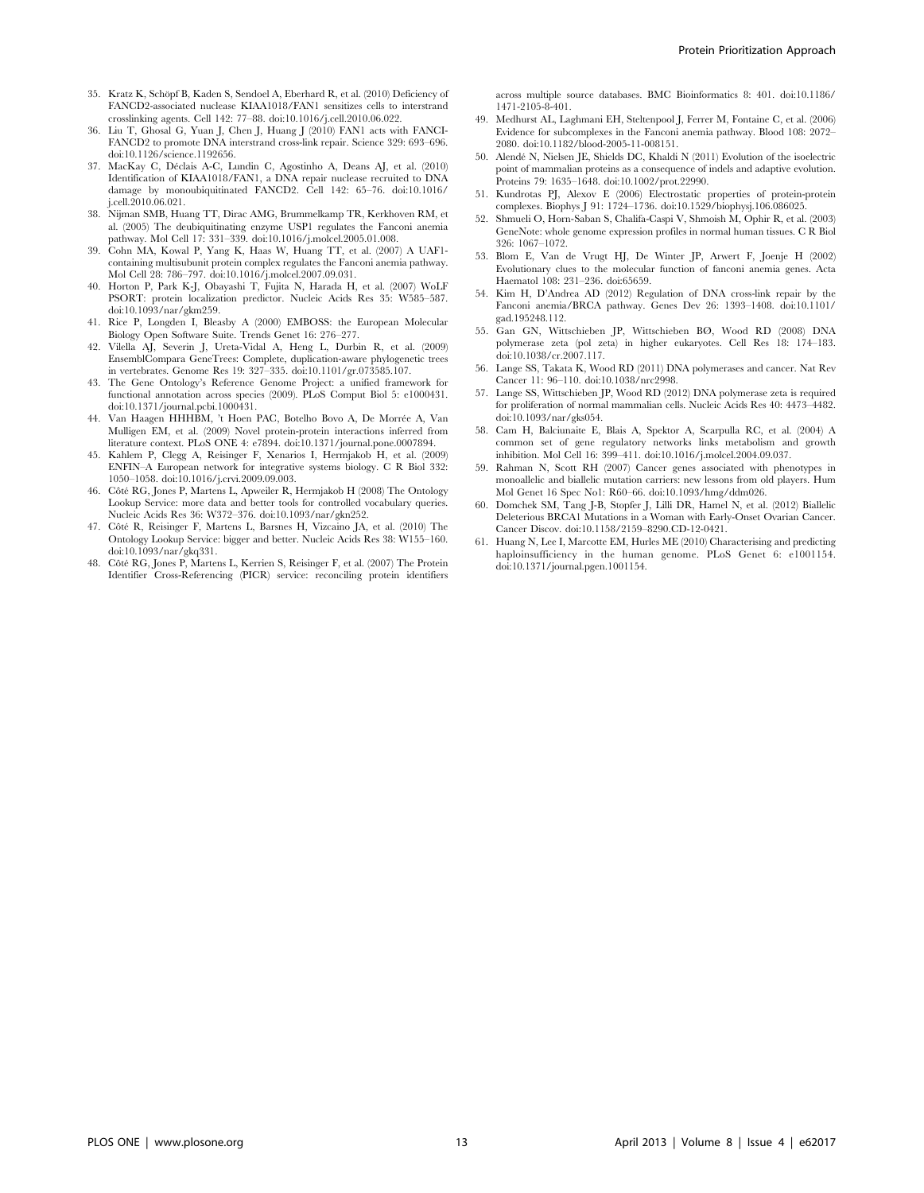35. Kratz K, Schöpf B, Kaden S, Sendoel A, Eberhard R, et al. (2010) Deficiency of FANCD2-associated nuclease KIAA1018/FAN1 sensitizes cells to interstrand crosslinking agents. Cell 142: 77–88. doi:10.1016/j.cell.2010.06.022.
36. Liu T, Ghosal G, Yuan J, Chen J, Huang J (2010) FAN1 acts with FANCI-FANCD2 to promote DNA interstrand cross-link repair. Science 329: 693–696. doi:10.1126/science.1192656.
37. MacKay C, Déclais A-C, Lundin C, Agostinho A, Deans AJ, et al. (2010) Identification of KIAA1018/FAN1, a DNA repair nuclease recruited to DNA damage by monoubiquitinated FANCD2. Cell 142: 65–76. doi:10.1016/j.cell.2010.06.021.
38. Nijman SMB, Huang TT, Dirac AMG, Brummelkamp TR, Kerkhoven RM, et al. (2005) The deubiquitinating enzyme USP1 regulates the Fanconi anemia pathway. Mol Cell 17: 331–339. doi:10.1016/j.molcel.2005.01.008.
39. Cohn MA, Kowal P, Yang K, Haas W, Huang TT, et al. (2007) A UAF1-containing multisubunit protein complex regulates the Fanconi anemia pathway. Mol Cell 28: 786–797. doi:10.1016/j.molcel.2007.09.031.
40. Horton P, Park K-J, Obayashi T, Fujita N, Harada H, et al. (2007) WoLF PSORT: protein localization predictor. Nucleic Acids Res 35: W585–587. doi:10.1093/nar/gkm259.
41. Rice P, Longden I, Bleasby A (2000) EMBOSS: the European Molecular Biology Open Software Suite. Trends Genet 16: 276–277.
42. Vilella AJ, Severin J, Ureta-Vidal A, Heng L, Durbin R, et al. (2009) EnsemblCompara GeneTrees: Complete, duplication-aware phylogenetic trees in vertebrates. Genome Res 19: 327–335. doi:10.1101/gr.073585.107.
43. The Gene Ontology's Reference Genome Project: a unified framework for functional annotation across species (2009). PLoS Comput Biol 5: e1000431. doi:10.1371/journal.pcbi.1000431.
44. Van Haagen HHHBM, 't Hoen PAC, Botelho Bovo A, De Morrée A, Van Mulligen EM, et al. (2009) Novel protein-protein interactions inferred from literature context. PLoS ONE 4: e7894. doi:10.1371/journal.pone.0007894.
45. Kahlem P, Clegg A, Reisinger F, Xenarios I, Hermjakob H, et al. (2009) ENFIN–A European network for integrative systems biology. C R Biol 332: 1050–1058. doi:10.1016/j.crvi.2009.09.003.
46. Côté RG, Jones P, Martens L, Apweiler R, Hermjakob H (2008) The Ontology Lookup Service: more data and better tools for controlled vocabulary queries. Nucleic Acids Res 36: W372–376. doi:10.1093/nar/gkn252.
47. Côté R, Reisinger F, Martens L, Barsnes H, Vizcaino JA, et al. (2010) The Ontology Lookup Service: bigger and better. Nucleic Acids Res 38: W155–160. doi:10.1093/nar/gkq331.
48. Côté RG, Jones P, Martens L, Kerrien S, Reisinger F, et al. (2007) The Protein Identifier Cross-Referencing (PICR) service: reconciling protein identifiers across multiple source databases. BMC Bioinformatics 8: 401. doi:10.1186/1471-2105-8-401.
49. Medhurst AL, Laghmani EH, Steltenpool J, Ferrer M, Fontaine C, et al. (2006) Evidence for subcomplexes in the Fanconi anemia pathway. Blood 108: 2072–2080. doi:10.1182/blood-2005-11-008151.
50. Alendé N, Nielsen JE, Shields DC, Khaldi N (2011) Evolution of the isoelectric point of mammalian proteins as a consequence of indels and adaptive evolution. Proteins 79: 1635–1648. doi:10.1002/prot.22990.
51. Kundrotas PJ, Alexov E (2006) Electrostatic properties of protein-protein complexes. Biophys J 91: 1724–1736. doi:10.1529/biophysj.106.086025.
52. Shmueli O, Horn-Saban S, Chalifa-Caspi V, Shmoish M, Ophir R, et al. (2003) GeneNote: whole genome expression profiles in normal human tissues. C R Biol 326: 1067–1072.
53. Blom E, Van de Vrugt HJ, De Winter JP, Arwert F, Joenje H (2002) Evolutionary clues to the molecular function of fanconi anemia genes. Acta Haematol 108: 231–236. doi:65659.
54. Kim H, D'Andrea AD (2012) Regulation of DNA cross-link repair by the Fanconi anemia/BRCA pathway. Genes Dev 26: 1393–1408. doi:10.1101/gad.195248.112.
55. Gan GN, Wittschieben JP, Wittschieben BØ, Wood RD (2008) DNA polymerase zeta (pol zeta) in higher eukaryotes. Cell Res 18: 174–183. doi:10.1038/cr.2007.117.
56. Lange SS, Takata K, Wood RD (2011) DNA polymerases and cancer. Nat Rev Cancer 11: 96–110. doi:10.1038/nrc2998.
57. Lange SS, Wittschieben JP, Wood RD (2012) DNA polymerase zeta is required for proliferation of normal mammalian cells. Nucleic Acids Res 40: 4473–4482. doi:10.1093/nar/gks054.
58. Cam H, Balciunaite E, Blais A, Spektor A, Scarpulla RC, et al. (2004) A common set of gene regulatory networks links metabolism and growth inhibition. Mol Cell 16: 399–411. doi:10.1016/j.molcel.2004.09.037.
59. Rahman N, Scott RH (2007) Cancer genes associated with phenotypes in monoallelic and biallelic mutation carriers: new lessons from old players. Hum Mol Genet 16 Spec No1: R60–66. doi:10.1093/hmg/ddm026.
60. Domchek SM, Tang J-B, Stopfer J, Lilli DR, Hamel N, et al. (2012) Biallelic Deleterious BRCA1 Mutations in a Woman with Early-Onset Ovarian Cancer. Cancer Discov. doi:10.1158/2159-8290.CD-12-0421.
61. Huang N, Lee I, Marcotte EM, Hurles ME (2010) Characterising and predicting haploinsufficiency in the human genome. PLoS Genet 6: e1001154. doi:10.1371/journal.pgen.1001154.